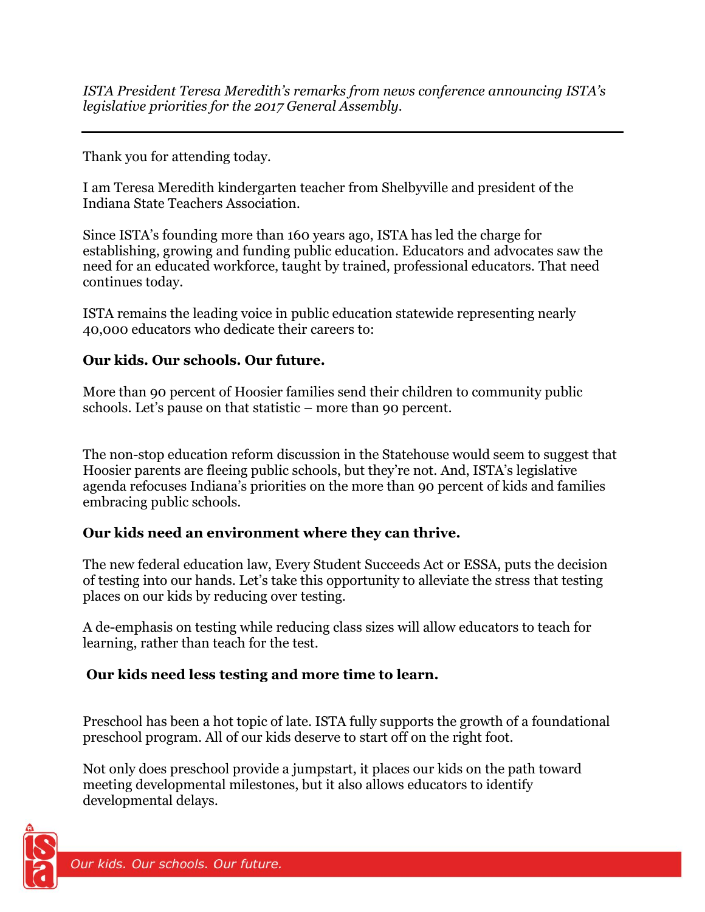*ISTA President Teresa Meredith's remarks from news conference announcing ISTA's legislative priorities for the 2017 General Assembly.*

---

Thank you for attending today.

I am Teresa Meredith kindergarten teacher from Shelbyville and president of the Indiana State Teachers Association.

Since ISTA's founding more than 160 years ago, ISTA has led the charge for establishing, growing and funding public education. Educators and advocates saw the need for an educated workforce, taught by trained, professional educators. That need continues today.

ISTA remains the leading voice in public education statewide representing nearly 40,000 educators who dedicate their careers to:

**Our kids. Our schools. Our future.**

More than 90 percent of Hoosier families send their children to community public schools. Let's pause on that statistic – more than 90 percent.

The non-stop education reform discussion in the Statehouse would seem to suggest that Hoosier parents are fleeing public schools, but they're not. And, ISTA's legislative agenda refocuses Indiana's priorities on the more than 90 percent of kids and families embracing public schools.

**Our kids need an environment where they can thrive.**

The new federal education law, Every Student Succeeds Act or ESSA, puts the decision of testing into our hands. Let's take this opportunity to alleviate the stress that testing places on our kids by reducing over testing.

A de-emphasis on testing while reducing class sizes will allow educators to teach for learning, rather than teach for the test.

**Our kids need less testing and more time to learn.**

Preschool has been a hot topic of late. ISTA fully supports the growth of a foundational preschool program. All of our kids deserve to start off on the right foot.

Not only does preschool provide a jumpstart, it places our kids on the path toward meeting developmental milestones, but it also allows educators to identify developmental delays.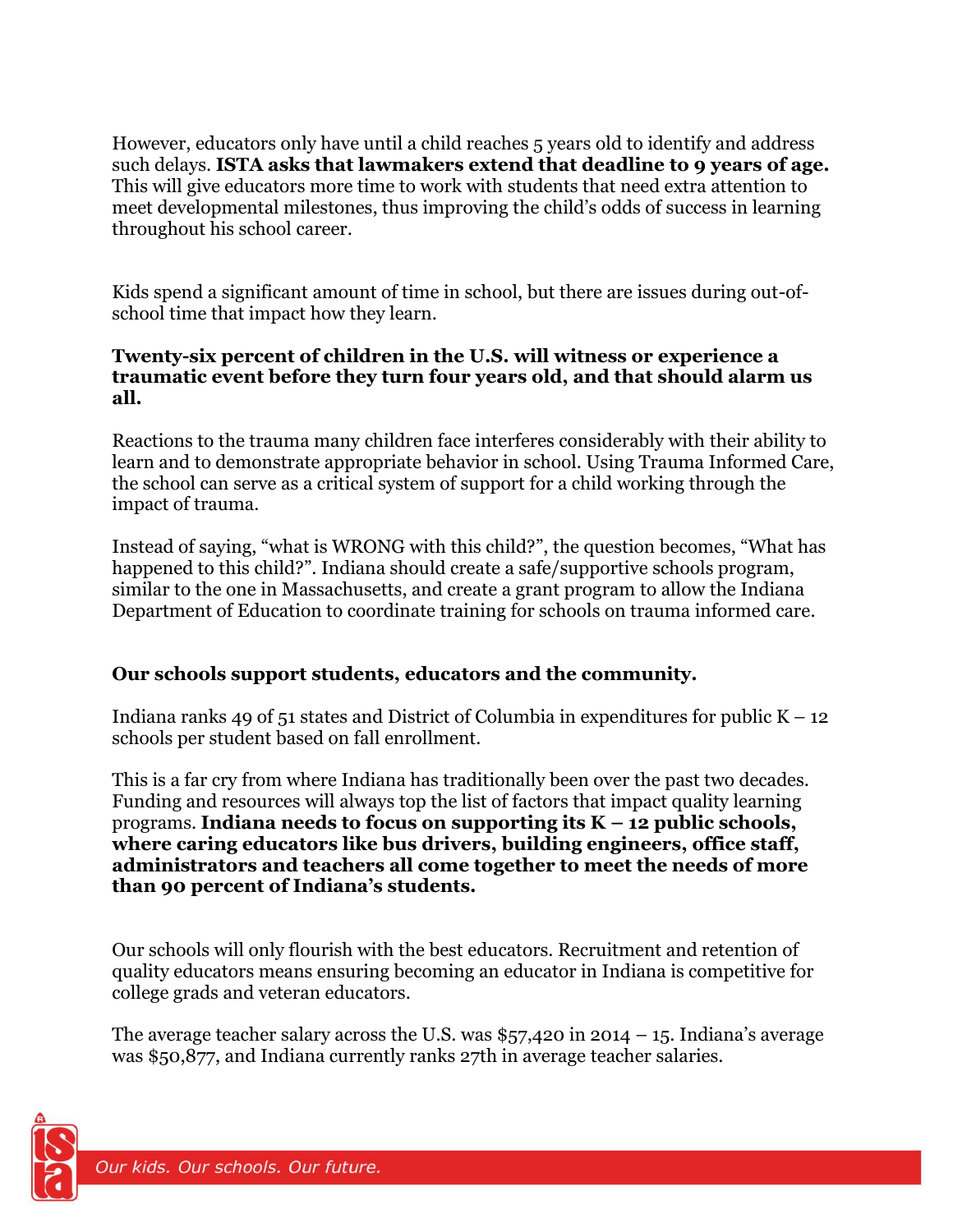However, educators only have until a child reaches 5 years old to identify and address such delays. **ISTA asks that lawmakers extend that deadline to 9 years of age.** This will give educators more time to work with students that need extra attention to meet developmental milestones, thus improving the child's odds of success in learning throughout his school career.

Kids spend a significant amount of time in school, but there are issues during out-of-school time that impact how they learn.

**Twenty-six percent of children in the U.S. will witness or experience a traumatic event before they turn four years old, and that should alarm us all.**

Reactions to the trauma many children face interferes considerably with their ability to learn and to demonstrate appropriate behavior in school. Using Trauma Informed Care, the school can serve as a critical system of support for a child working through the impact of trauma.

Instead of saying, "what is WRONG with this child?", the question becomes, "What has happened to this child?". Indiana should create a safe/supportive schools program, similar to the one in Massachusetts, and create a grant program to allow the Indiana Department of Education to coordinate training for schools on trauma informed care.

**Our schools support students, educators and the community.**

Indiana ranks 49 of 51 states and District of Columbia in expenditures for public K – 12 schools per student based on fall enrollment.

This is a far cry from where Indiana has traditionally been over the past two decades. Funding and resources will always top the list of factors that impact quality learning programs. **Indiana needs to focus on supporting its K – 12 public schools, where caring educators like bus drivers, building engineers, office staff, administrators and teachers all come together to meet the needs of more than 90 percent of Indiana's students.**

Our schools will only flourish with the best educators. Recruitment and retention of quality educators means ensuring becoming an educator in Indiana is competitive for college grads and veteran educators.

The average teacher salary across the U.S. was $57,420 in 2014 – 15. Indiana's average was $50,877, and Indiana currently ranks 27th in average teacher salaries.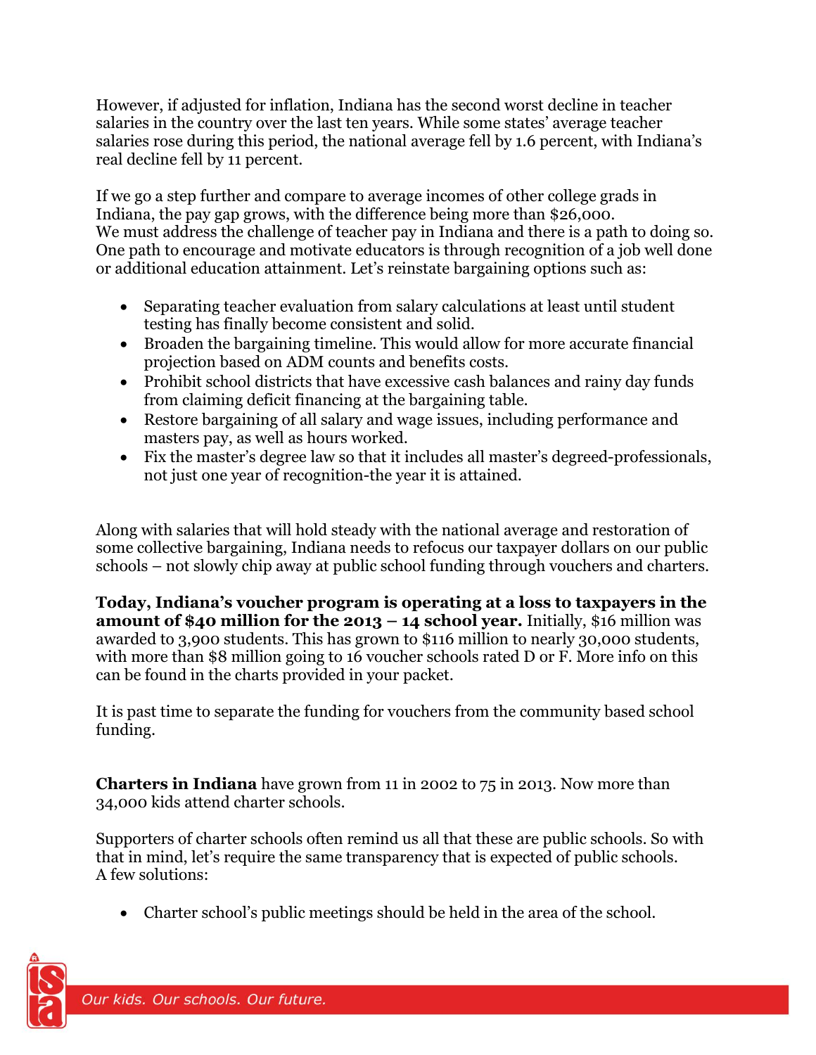However, if adjusted for inflation, Indiana has the second worst decline in teacher salaries in the country over the last ten years. While some states' average teacher salaries rose during this period, the national average fell by 1.6 percent, with Indiana's real decline fell by 11 percent.

If we go a step further and compare to average incomes of other college grads in Indiana, the pay gap grows, with the difference being more than $26,000.
We must address the challenge of teacher pay in Indiana and there is a path to doing so. One path to encourage and motivate educators is through recognition of a job well done or additional education attainment. Let's reinstate bargaining options such as:

- Separating teacher evaluation from salary calculations at least until student testing has finally become consistent and solid.
- Broaden the bargaining timeline. This would allow for more accurate financial projection based on ADM counts and benefits costs.
- Prohibit school districts that have excessive cash balances and rainy day funds from claiming deficit financing at the bargaining table.
- Restore bargaining of all salary and wage issues, including performance and masters pay, as well as hours worked.
- Fix the master's degree law so that it includes all master's degreed-professionals, not just one year of recognition-the year it is attained.

Along with salaries that will hold steady with the national average and restoration of some collective bargaining, Indiana needs to refocus our taxpayer dollars on our public schools – not slowly chip away at public school funding through vouchers and charters.

**Today, Indiana's voucher program is operating at a loss to taxpayers in the amount of $40 million for the 2013 – 14 school year.** Initially, $16 million was awarded to 3,900 students. This has grown to $116 million to nearly 30,000 students, with more than $8 million going to 16 voucher schools rated D or F. More info on this can be found in the charts provided in your packet.

It is past time to separate the funding for vouchers from the community based school funding.

**Charters in Indiana** have grown from 11 in 2002 to 75 in 2013. Now more than 34,000 kids attend charter schools.

Supporters of charter schools often remind us all that these are public schools. So with that in mind, let's require the same transparency that is expected of public schools.
A few solutions:

- Charter school's public meetings should be held in the area of the school.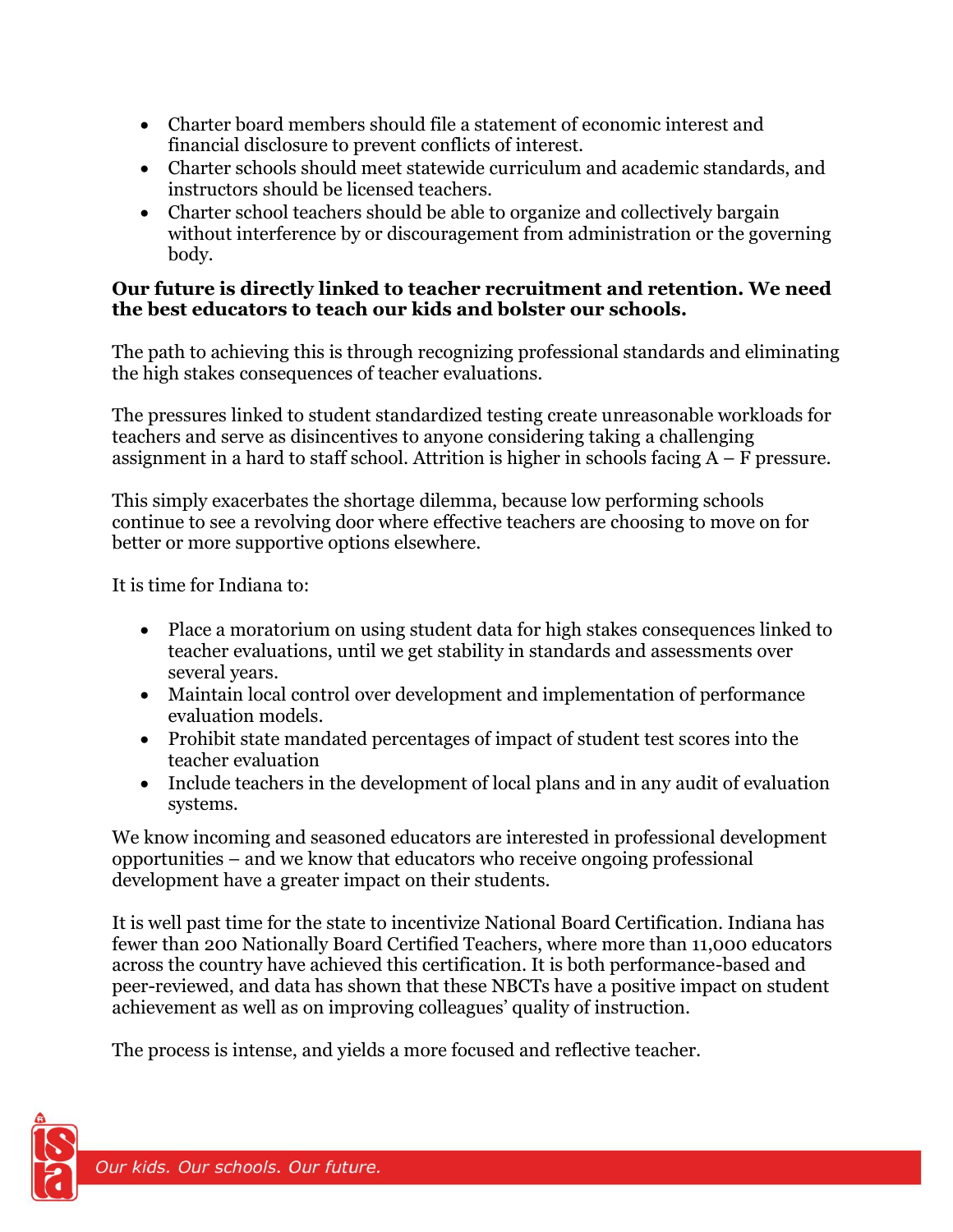- Charter board members should file a statement of economic interest and financial disclosure to prevent conflicts of interest.
- Charter schools should meet statewide curriculum and academic standards, and instructors should be licensed teachers.
- Charter school teachers should be able to organize and collectively bargain without interference by or discouragement from administration or the governing body.

**Our future is directly linked to teacher recruitment and retention. We need the best educators to teach our kids and bolster our schools.**

The path to achieving this is through recognizing professional standards and eliminating the high stakes consequences of teacher evaluations.

The pressures linked to student standardized testing create unreasonable workloads for teachers and serve as disincentives to anyone considering taking a challenging assignment in a hard to staff school. Attrition is higher in schools facing A – F pressure.

This simply exacerbates the shortage dilemma, because low performing schools continue to see a revolving door where effective teachers are choosing to move on for better or more supportive options elsewhere.

It is time for Indiana to:

- Place a moratorium on using student data for high stakes consequences linked to teacher evaluations, until we get stability in standards and assessments over several years.
- Maintain local control over development and implementation of performance evaluation models.
- Prohibit state mandated percentages of impact of student test scores into the teacher evaluation
- Include teachers in the development of local plans and in any audit of evaluation systems.

We know incoming and seasoned educators are interested in professional development opportunities – and we know that educators who receive ongoing professional development have a greater impact on their students.

It is well past time for the state to incentivize National Board Certification. Indiana has fewer than 200 Nationally Board Certified Teachers, where more than 11,000 educators across the country have achieved this certification. It is both performance-based and peer-reviewed, and data has shown that these NBCTs have a positive impact on student achievement as well as on improving colleagues' quality of instruction.

The process is intense, and yields a more focused and reflective teacher.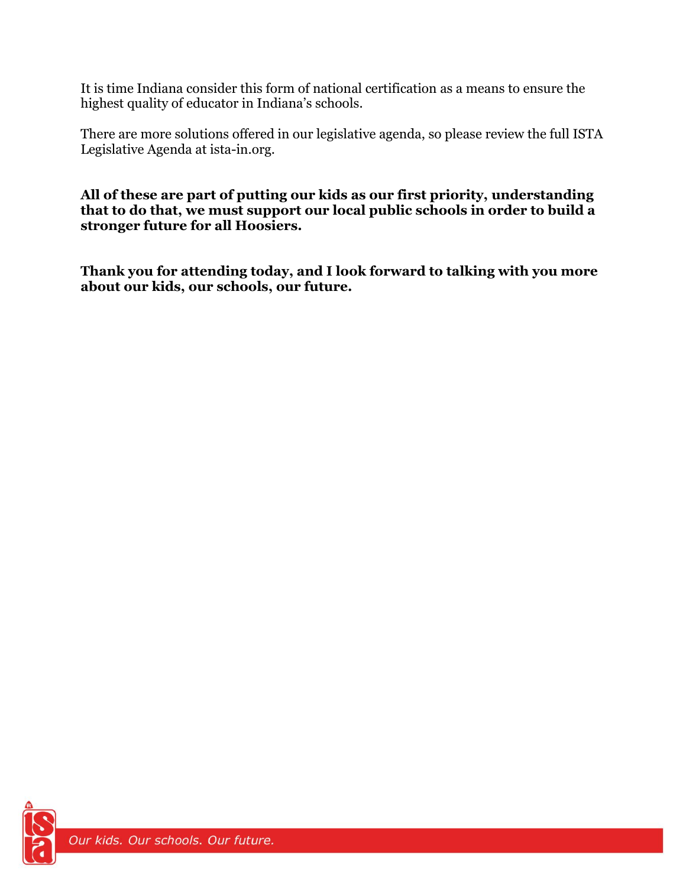It is time Indiana consider this form of national certification as a means to ensure the highest quality of educator in Indiana's schools.

There are more solutions offered in our legislative agenda, so please review the full ISTA Legislative Agenda at ista-in.org.

**All of these are part of putting our kids as our first priority, understanding that to do that, we must support our local public schools in order to build a stronger future for all Hoosiers.**

**Thank you for attending today, and I look forward to talking with you more about our kids, our schools, our future.**